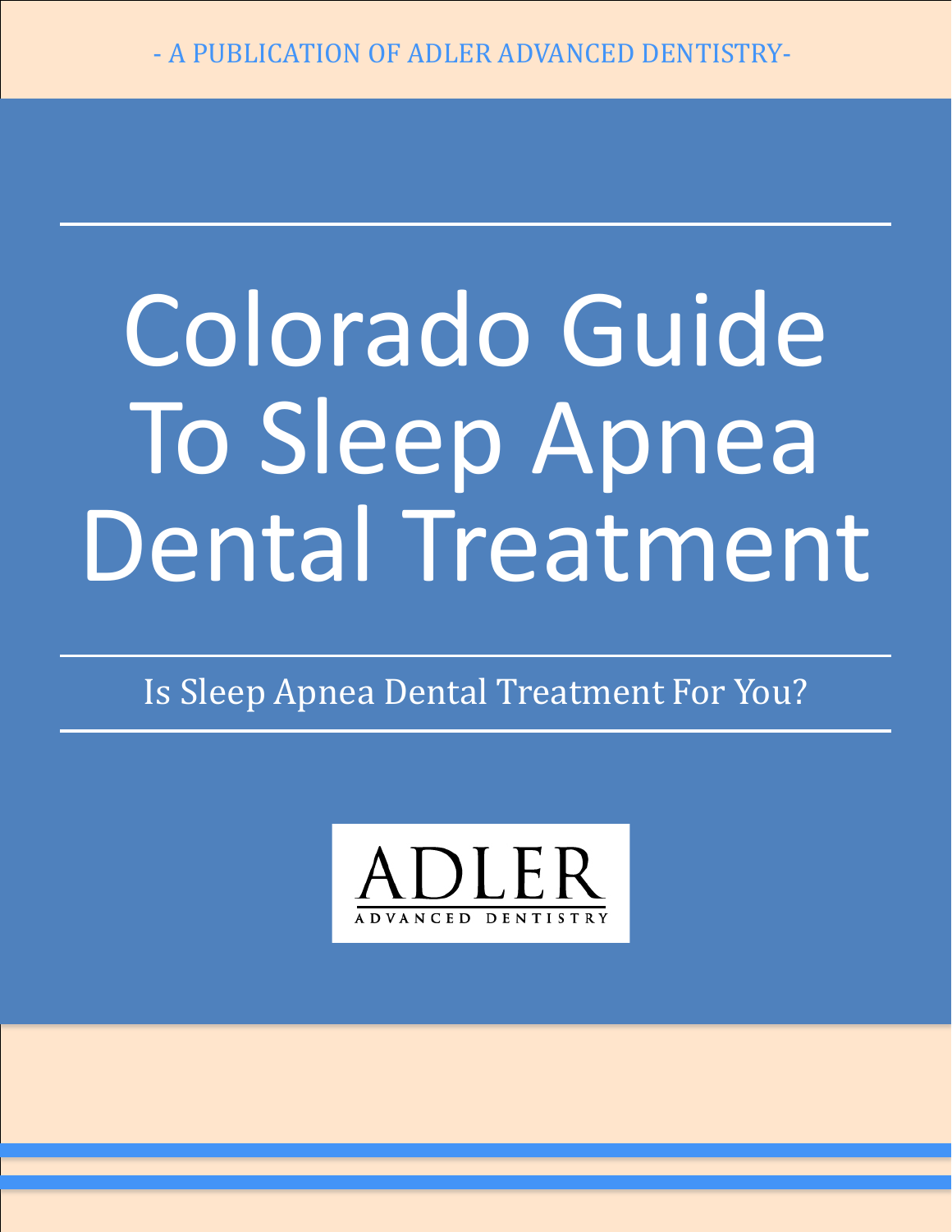- A PUBLICATION OF ADLER ADVANCED DENTISTRY-

# Colorado Guide To Sleep Apnea Dental Treatment

Is Sleep Apnea Dental Treatment For You?

ADLER
ADVANCED DENTISTRY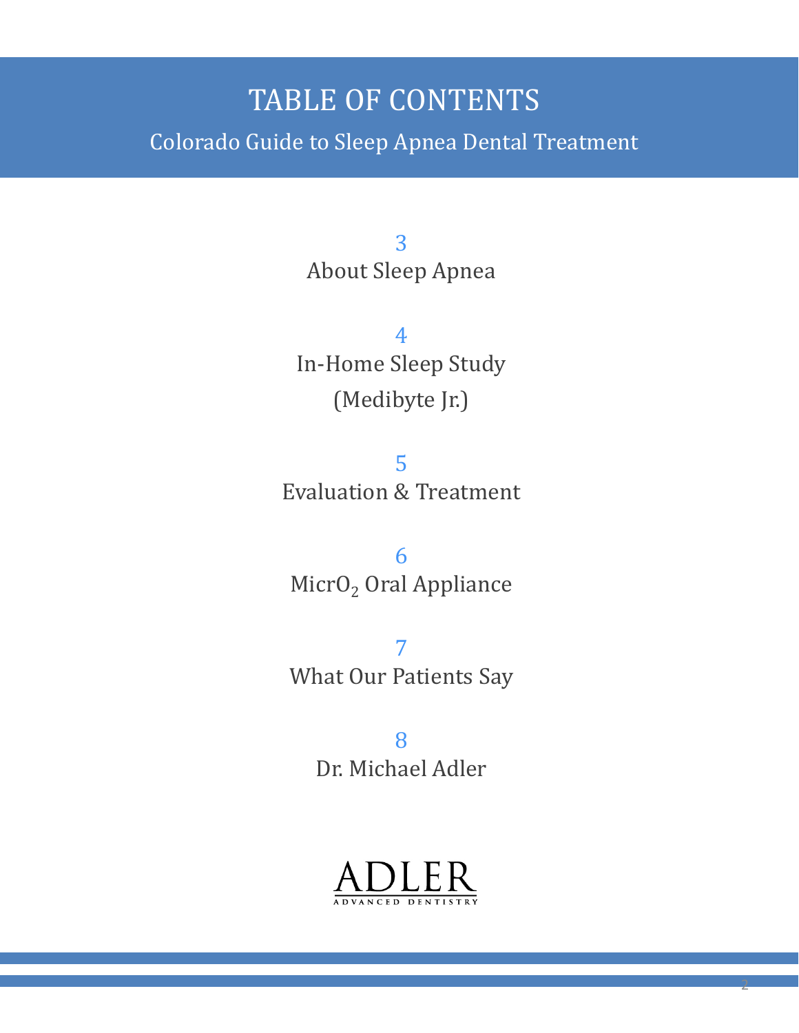# TABLE OF CONTENTS

## Colorado Guide to Sleep Apnea Dental Treatment

3
About Sleep Apnea

4
In-Home Sleep Study
(Medibyte Jr.)

5
Evaluation & Treatment

6
$MicrO_2$ Oral Appliance

7
What Our Patients Say

8
Dr. Michael Adler

ADLER
ADVANCED DENTISTRY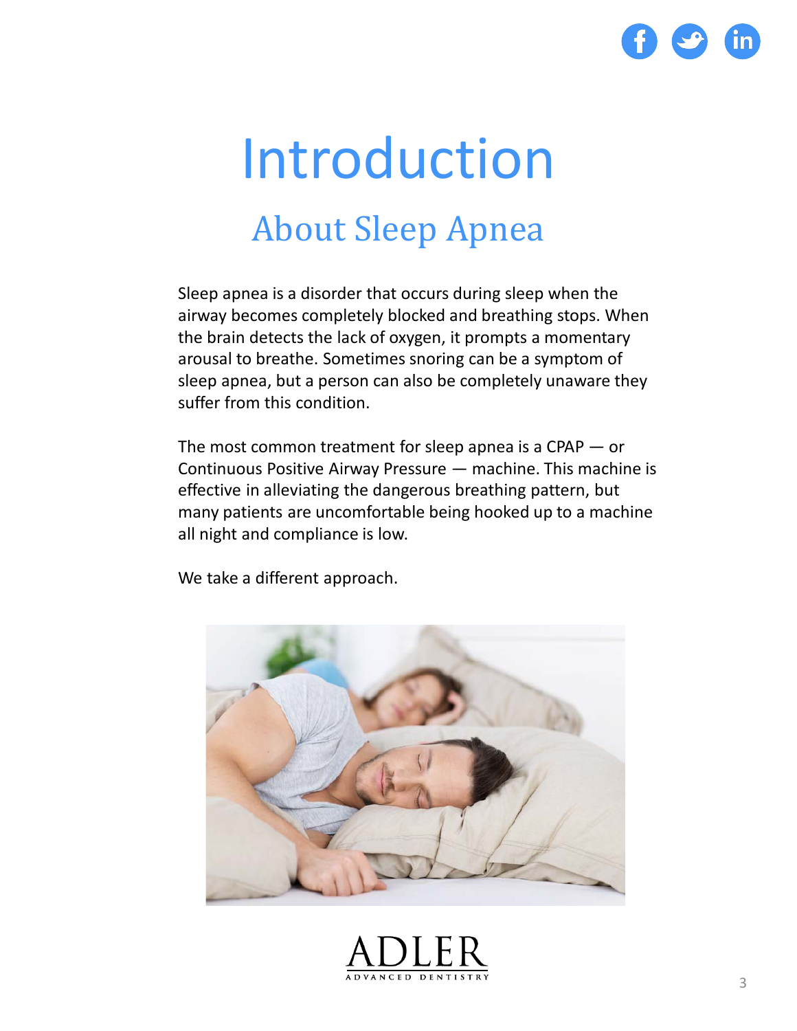# Introduction

## About Sleep Apnea

Sleep apnea is a disorder that occurs during sleep when the airway becomes completely blocked and breathing stops. When the brain detects the lack of oxygen, it prompts a momentary arousal to breathe. Sometimes snoring can be a symptom of sleep apnea, but a person can also be completely unaware they suffer from this condition.

The most common treatment for sleep apnea is a CPAP — or Continuous Positive Airway Pressure — machine. This machine is effective in alleviating the dangerous breathing pattern, but many patients are uncomfortable being hooked up to a machine all night and compliance is low.

We take a different approach.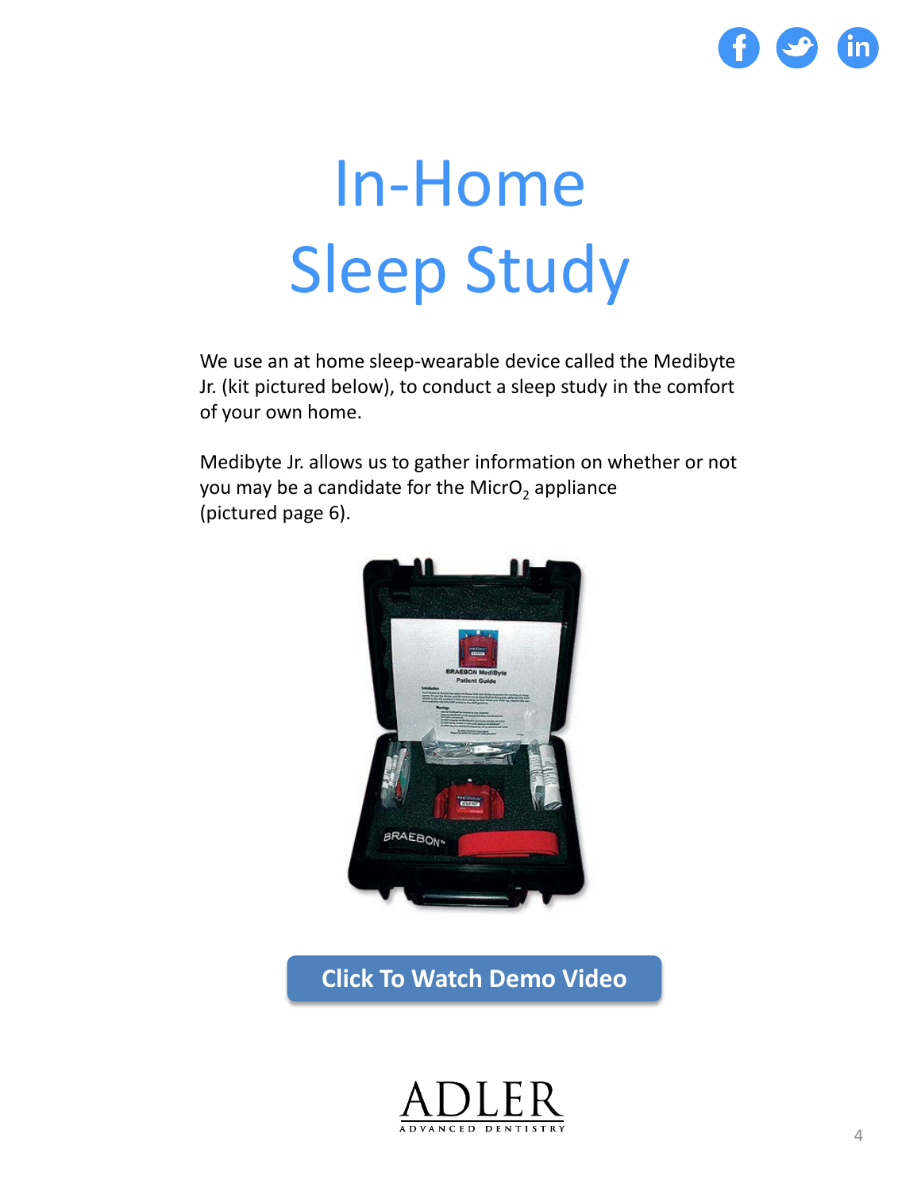# In-Home Sleep Study

We use an at home sleep-wearable device called the Medibyte Jr. (kit pictured below), to conduct a sleep study in the comfort of your own home.

Medibyte Jr. allows us to gather information on whether or not you may be a candidate for the $MicrO_2$ appliance (pictured page 6).

Click To Watch Demo Video

ADLER
ADVANCED DENTISTRY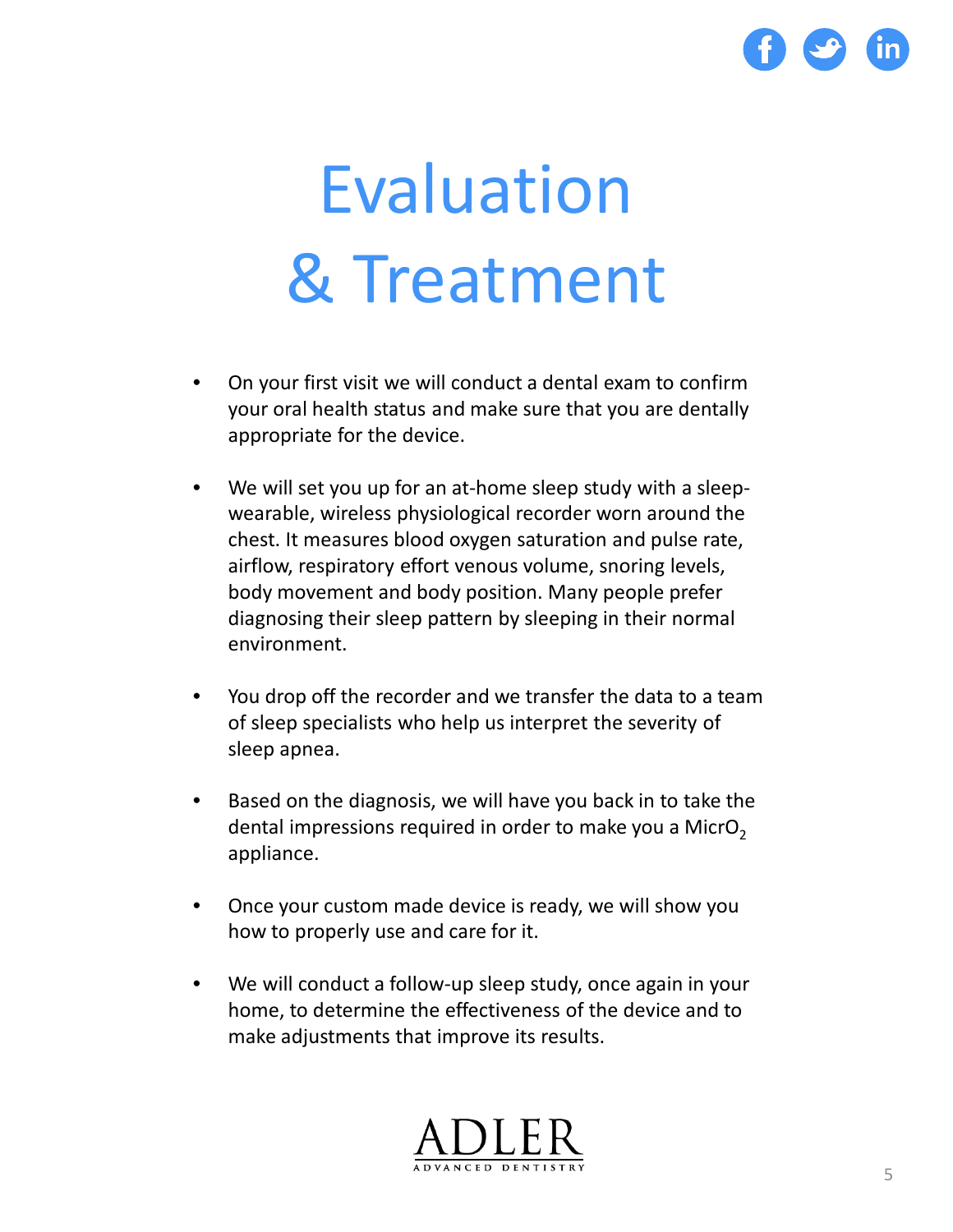# Evaluation & Treatment

- On your first visit we will conduct a dental exam to confirm your oral health status and make sure that you are dentally appropriate for the device.

- We will set you up for an at-home sleep study with a sleep-wearable, wireless physiological recorder worn around the chest. It measures blood oxygen saturation and pulse rate, airflow, respiratory effort venous volume, snoring levels, body movement and body position. Many people prefer diagnosing their sleep pattern by sleeping in their normal environment.

- You drop off the recorder and we transfer the data to a team of sleep specialists who help us interpret the severity of sleep apnea.

- Based on the diagnosis, we will have you back in to take the dental impressions required in order to make you a $MicrO_2$ appliance.

- Once your custom made device is ready, we will show you how to properly use and care for it.

- We will conduct a follow-up sleep study, once again in your home, to determine the effectiveness of the device and to make adjustments that improve its results.

ADLER
ADVANCED DENTISTRY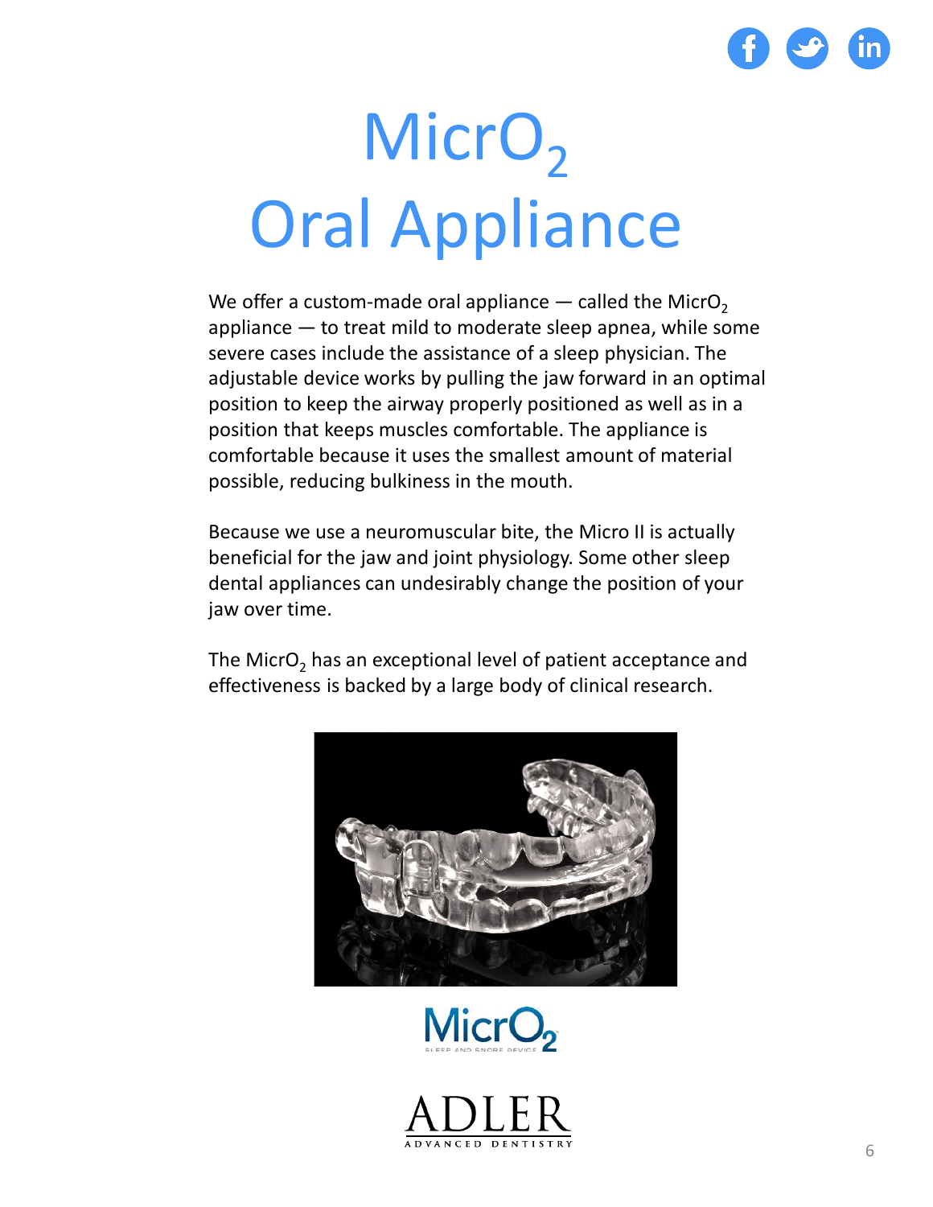# $MicrO_2$ Oral Appliance

We offer a custom-made oral appliance — called the $MicrO_2$ appliance — to treat mild to moderate sleep apnea, while some severe cases include the assistance of a sleep physician. The adjustable device works by pulling the jaw forward in an optimal position to keep the airway properly positioned as well as in a position that keeps muscles comfortable. The appliance is comfortable because it uses the smallest amount of material possible, reducing bulkiness in the mouth.

Because we use a neuromuscular bite, the Micro II is actually beneficial for the jaw and joint physiology. Some other sleep dental appliances can undesirably change the position of your jaw over time.

The $MicrO_2$ has an exceptional level of patient acceptance and effectiveness is backed by a large body of clinical research.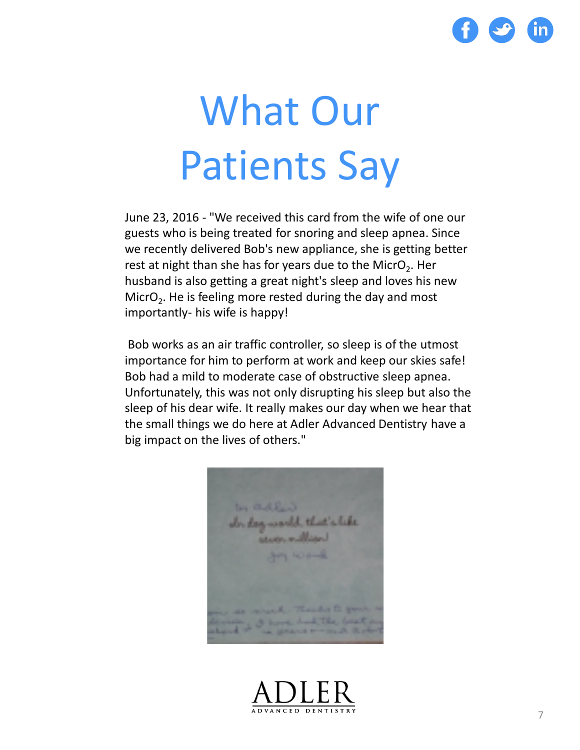# What Our Patients Say

June 23, 2016 - "We received this card from the wife of one our guests who is being treated for snoring and sleep apnea. Since we recently delivered Bob's new appliance, she is getting better rest at night than she has for years due to the $MicrO_2$. Her husband is also getting a great night's sleep and loves his new $MicrO_2$. He is feeling more rested during the day and most importantly- his wife is happy!

Bob works as an air traffic controller, so sleep is of the utmost importance for him to perform at work and keep our skies safe! Bob had a mild to moderate case of obstructive sleep apnea. Unfortunately, this was not only disrupting his sleep but also the sleep of his dear wife. It really makes our day when we hear that the small things we do here at Adler Advanced Dentistry have a big impact on the lives of others."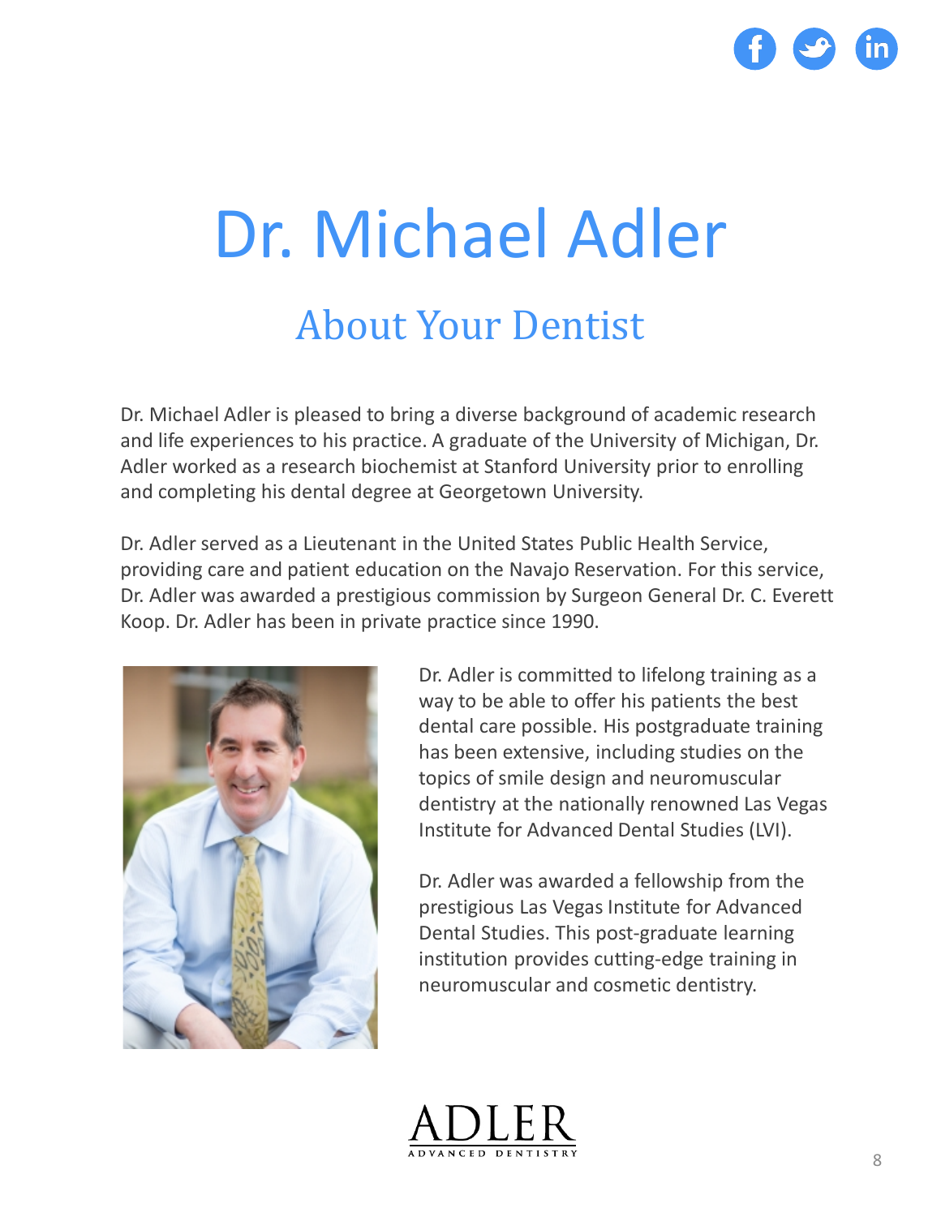# Dr. Michael Adler

## About Your Dentist

Dr. Michael Adler is pleased to bring a diverse background of academic research and life experiences to his practice. A graduate of the University of Michigan, Dr. Adler worked as a research biochemist at Stanford University prior to enrolling and completing his dental degree at Georgetown University.

Dr. Adler served as a Lieutenant in the United States Public Health Service, providing care and patient education on the Navajo Reservation. For this service, Dr. Adler was awarded a prestigious commission by Surgeon General Dr. C. Everett Koop. Dr. Adler has been in private practice since 1990.

Dr. Adler is committed to lifelong training as a way to be able to offer his patients the best dental care possible. His postgraduate training has been extensive, including studies on the topics of smile design and neuromuscular dentistry at the nationally renowned Las Vegas Institute for Advanced Dental Studies (LVI).

Dr. Adler was awarded a fellowship from the prestigious Las Vegas Institute for Advanced Dental Studies. This post-graduate learning institution provides cutting-edge training in neuromuscular and cosmetic dentistry.

ADLER
ADVANCED DENTISTRY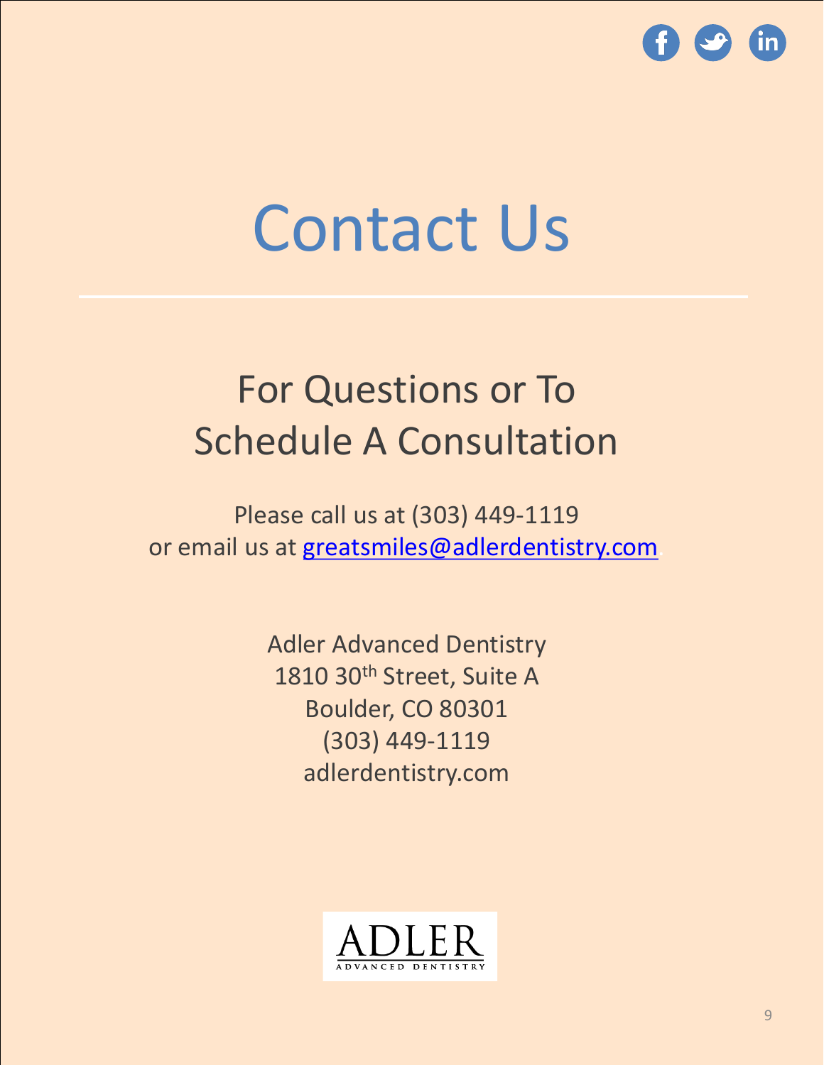# Contact Us

## For Questions or To Schedule A Consultation

Please call us at (303) 449-1119
or email us at greatsmiles@adlerdentistry.com.

Adler Advanced Dentistry
1810 30th Street, Suite A
Boulder, CO 80301
(303) 449-1119
adlerdentistry.com

ADLER
ADVANCED DENTISTRY